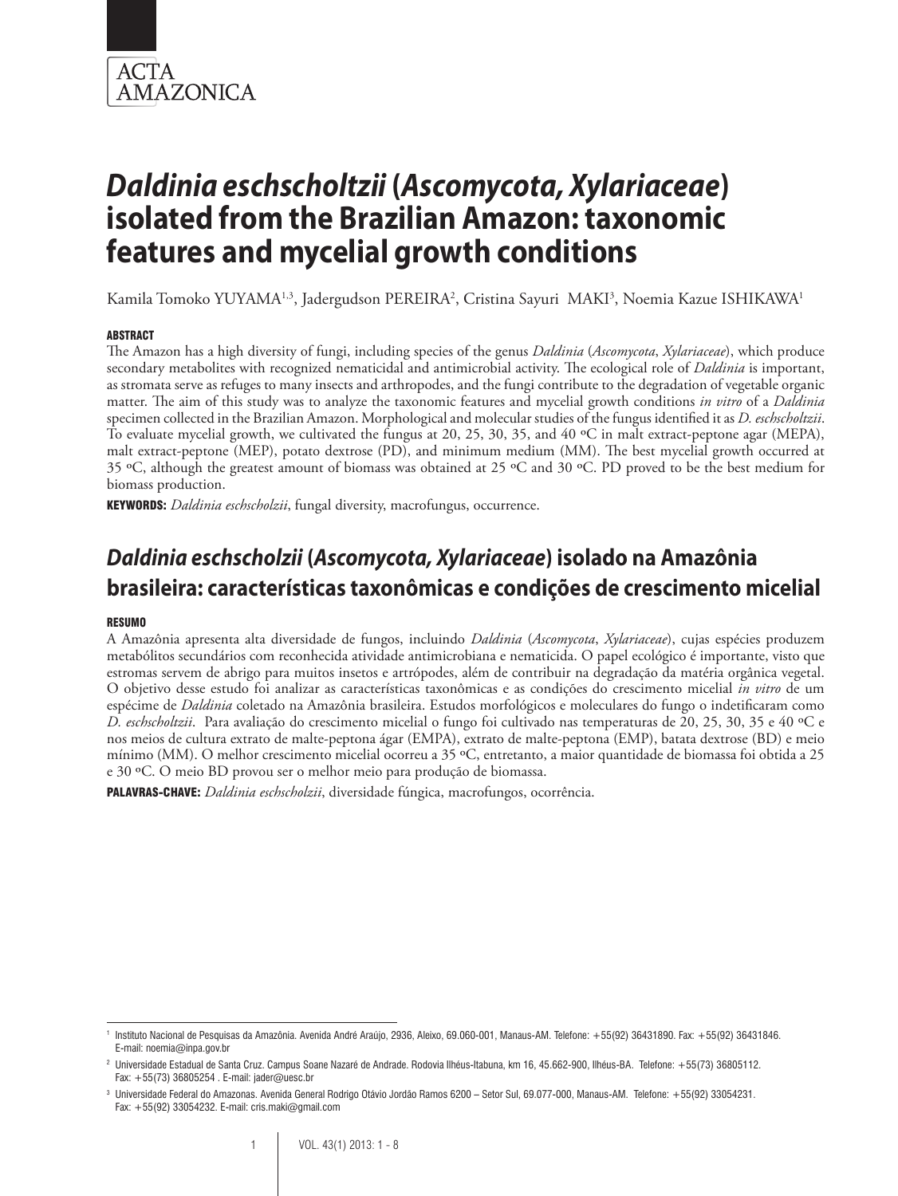ACTA AMAZONICA

# *Daldinia eschscholtzii* (*Ascomycota, Xylariaceae*) isolated from the Brazilian Amazon: taxonomic features and mycelial growth conditions

Kamila Tomoko YUYAMA[1,3], Jadergudson PEREIRA[2], Cristina Sayuri MAKI[3], Noemia Kazue ISHIKAWA[1]

#### ABSTRACT

The Amazon has a high diversity of fungi, including species of the genus *Daldinia* (*Ascomycota*, *Xylariaceae*), which produce secondary metabolites with recognized nematicidal and antimicrobial activity. The ecological role of *Daldinia* is important, as stromata serve as refuges to many insects and arthropodes, and the fungi contribute to the degradation of vegetable organic matter. The aim of this study was to analyze the taxonomic features and mycelial growth conditions *in vitro* of a *Daldinia* specimen collected in the Brazilian Amazon. Morphological and molecular studies of the fungus identified it as *D. eschscholtzii*. To evaluate mycelial growth, we cultivated the fungus at 20, 25, 30, 35, and 40 ºC in malt extract-peptone agar (MEPA), malt extract-peptone (MEP), potato dextrose (PD), and minimum medium (MM). The best mycelial growth occurred at 35 ºC, although the greatest amount of biomass was obtained at 25 ºC and 30 ºC. PD proved to be the best medium for biomass production.

**KEYWORDS:** *Daldinia eschscholzii*, fungal diversity, macrofungus, occurrence.

# *Daldinia eschscholzii* (*Ascomycota, Xylariaceae*) isolado na Amazônia brasileira: características taxonômicas e condições de crescimento micelial

#### RESUMO

A Amazônia apresenta alta diversidade de fungos, incluindo *Daldinia* (*Ascomycota*, *Xylariaceae*), cujas espécies produzem metabólitos secundários com reconhecida atividade antimicrobiana e nematicida. O papel ecológico é importante, visto que estromas servem de abrigo para muitos insetos e artrópodes, além de contribuir na degradação da matéria orgânica vegetal. O objetivo desse estudo foi analizar as características taxonômicas e as condições do crescimento micelial *in vitro* de um espécime de *Daldinia* coletado na Amazônia brasileira. Estudos morfológicos e moleculares do fungo o indetificaram como *D. eschscholtzii*. Para avaliação do crescimento micelial o fungo foi cultivado nas temperaturas de 20, 25, 30, 35 e 40 ºC e nos meios de cultura extrato de malte-peptona ágar (EMPA), extrato de malte-peptona (EMP), batata dextrose (BD) e meio mínimo (MM). O melhor crescimento micelial ocorreu a 35 ºC, entretanto, a maior quantidade de biomassa foi obtida a 25 e 30 ºC. O meio BD provou ser o melhor meio para produção de biomassa.

**PALAVRAS-CHAVE:** *Daldinia eschscholzii*, diversidade fúngica, macrofungos, ocorrência.

---

[1] Instituto Nacional de Pesquisas da Amazônia. Avenida André Araújo, 2936, Aleixo, 69.060-001, Manaus-AM. Telefone: +55(92) 36431890. Fax: +55(92) 36431846. E-mail: noemia@inpa.gov.br

[2] Universidade Estadual de Santa Cruz. Campus Soane Nazaré de Andrade. Rodovia Ilhéus-Itabuna, km 16, 45.662-900, Ilhéus-BA. Telefone: +55(73) 36805112. Fax: +55(73) 36805254 . E-mail: jader@uesc.br

[3] Universidade Federal do Amazonas. Avenida General Rodrigo Otávio Jordão Ramos 6200 – Setor Sul, 69.077-000, Manaus-AM. Telefone: +55(92) 33054231. Fax: +55(92) 33054232. E-mail: cris.maki@gmail.com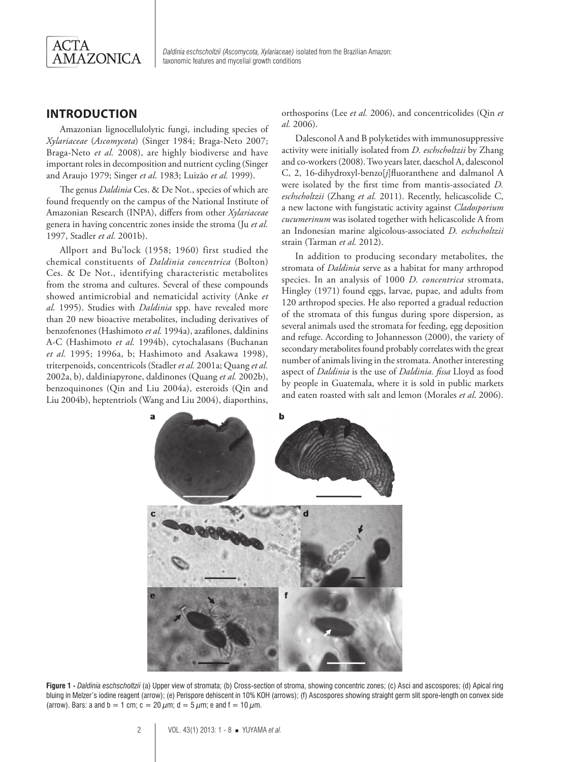## INTRODUCTION

Amazonian lignocellulolytic fungi, including species of *Xylariaceae* (*Ascomycota*) (Singer 1984; Braga-Neto 2007; Braga-Neto *et al.* 2008), are highly biodiverse and have important roles in decomposition and nutrient cycling (Singer and Araujo 1979; Singer *et al*. 1983; Luizão *et al.* 1999).

The genus *Daldinia* Ces. & De Not., species of which are found frequently on the campus of the National Institute of Amazonian Research (INPA), differs from other *Xylariaceae* genera in having concentric zones inside the stroma (Ju *et al.* 1997, Stadler *et al.* 2001b).

Allport and Bu'lock (1958; 1960) first studied the chemical constituents of *Daldinia concentrica* (Bolton) Ces. & De Not., identifying characteristic metabolites from the stroma and cultures. Several of these compounds showed antimicrobial and nematicidal activity (Anke *et al.* 1995). Studies with *Daldinia* spp. have revealed more than 20 new bioactive metabolites, including derivatives of benzofenones (Hashimoto *et al.* 1994a), azafilones, daldinins A-C (Hashimoto *et al.* 1994b), cytochalasans (Buchanan *et al.* 1995; 1996a, b; Hashimoto and Asakawa 1998), triterpenoids, concentricols (Stadler *et al.* 2001a; Quang *et al.* 2002a, b), daldiniapyrone, daldinones (Quang *et al.* 2002b), benzoquinones (Qin and Liu 2004a), esteroids (Qin and Liu 2004b), heptentriols (Wang and Liu 2004), diaporthins, orthosporins (Lee *et al.* 2006), and concentricolides (Qin *et al.* 2006).

Dalesconol A and B polyketides with immunosuppressive activity were initially isolated from *D. eschscholtzii* by Zhang and co-workers (2008). Two years later, daeschol A, dalesconol C, 2, 16-dihydroxyl-benzo[*j*]fluoranthene and dalmanol A were isolated by the first time from mantis-associated *D. eschscholtzii* (Zhang *et al.* 2011). Recently, helicascolide C, a new lactone with fungistatic activity against *Cladosporium cucumerinum* was isolated together with helicascolide A from an Indonesian marine algicolous-associated *D. eschscholtzii* strain (Tarman *et al.* 2012).

In addition to producing secondary metabolites, the stromata of *Daldinia* serve as a habitat for many arthropod species. In an analysis of 1000 *D. concentrica* stromata, Hingley (1971) found eggs, larvae, pupae, and adults from 120 arthropod species. He also reported a gradual reduction of the stromata of this fungus during spore dispersion, as several animals used the stromata for feeding, egg deposition and refuge. According to Johannesson (2000), the variety of secondary metabolites found probably correlates with the great number of animals living in the stromata. Another interesting aspect of *Daldinia* is the use of *Daldinia. fissa* Lloyd as food by people in Guatemala, where it is sold in public markets and eaten roasted with salt and lemon (Morales *et al*. 2006).

**Figure 1 -** *Daldinia eschscholtzii* (a) Upper view of stromata; (b) Cross-section of stroma, showing concentric zones; (c) Asci and ascospores; (d) Apical ring bluing in Melzer's iodine reagent (arrow); (e) Perispore dehiscent in 10% KOH (arrows); (f) Ascospores showing straight germ slit spore-length on convex side (arrow). Bars: a and b = 1 cm; c = 20 $\mu$m; d = 5 $\mu$m; e and f = 10 $\mu$m.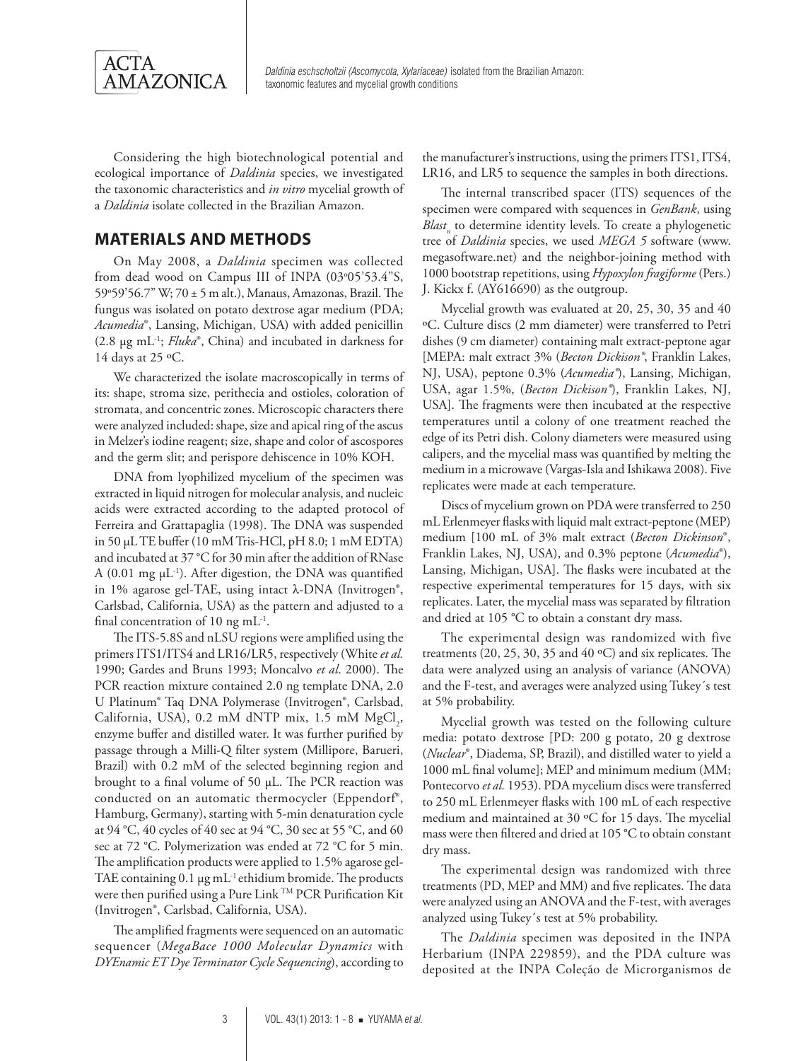Considering the high biotechnological potential and ecological importance of *Daldinia* species, we investigated the taxonomic characteristics and *in vitro* mycelial growth of a *Daldinia* isolate collected in the Brazilian Amazon.

## MATERIALS AND METHODS

On May 2008, a *Daldinia* specimen was collected from dead wood on Campus III of INPA (03º05'53.4"S, 59º59'56.7" W; 70 ± 5 m alt.), Manaus, Amazonas, Brazil. The fungus was isolated on potato dextrose agar medium (PDA; *Acumedia*®, Lansing, Michigan, USA) with added penicillin (2.8 µg mL$^{-1}$; *Fluka*®, China) and incubated in darkness for 14 days at 25 ºC.

We characterized the isolate macroscopically in terms of its: shape, stroma size, perithecia and ostioles, coloration of stromata, and concentric zones. Microscopic characters there were analyzed included: shape, size and apical ring of the ascus in Melzer's iodine reagent; size, shape and color of ascospores and the germ slit; and perispore dehiscence in 10% KOH.

DNA from lyophilized mycelium of the specimen was extracted in liquid nitrogen for molecular analysis, and nucleic acids were extracted according to the adapted protocol of Ferreira and Grattapaglia (1998). The DNA was suspended in 50 µL TE buffer (10 mM Tris-HCl, pH 8.0; 1 mM EDTA) and incubated at 37 °C for 30 min after the addition of RNase A (0.01 mg µL$^{-1}$). After digestion, the DNA was quantified in 1% agarose gel-TAE, using intact λ-DNA (Invitrogen®, Carlsbad, California, USA) as the pattern and adjusted to a final concentration of 10 ng mL$^{-1}$.

The ITS-5.8S and nLSU regions were amplified using the primers ITS1/ITS4 and LR16/LR5, respectively (White *et al.* 1990; Gardes and Bruns 1993; Moncalvo *et al.* 2000). The PCR reaction mixture contained 2.0 ng template DNA, 2.0 U Platinum® Taq DNA Polymerase (Invitrogen®, Carlsbad, California, USA), 0.2 mM dNTP mix, 1.5 mM $MgCl_2$, enzyme buffer and distilled water. It was further purified by passage through a Milli-Q filter system (Millipore, Barueri, Brazil) with 0.2 mM of the selected beginning region and brought to a final volume of 50 µL. The PCR reaction was conducted on an automatic thermocycler (Eppendorf®, Hamburg, Germany), starting with 5-min denaturation cycle at 94 °C, 40 cycles of 40 sec at 94 °C, 30 sec at 55 °C, and 60 sec at 72 °C. Polymerization was ended at 72 °C for 5 min. The amplification products were applied to 1.5% agarose gel-TAE containing 0.1 µg mL$^{-1}$ ethidium bromide. The products were then purified using a Pure Link™ PCR Purification Kit (Invitrogen®, Carlsbad, California, USA).

The amplified fragments were sequenced on an automatic sequencer (*MegaBace 1000 Molecular Dynamics* with *DYEnamic ET Dye Terminator Cycle Sequencing*), according to the manufacturer's instructions, using the primers ITS1, ITS4, LR16, and LR5 to sequence the samples in both directions.

The internal transcribed spacer (ITS) sequences of the specimen were compared with sequences in *GenBank*, using *Blast$_n$* to determine identity levels. To create a phylogenetic tree of *Daldinia* species, we used *MEGA 5* software (www.megasoftware.net) and the neighbor-joining method with 1000 bootstrap repetitions, using *Hypoxylon fragiforme* (Pers.) J. Kickx f. (AY616690) as the outgroup.

Mycelial growth was evaluated at 20, 25, 30, 35 and 40 ºC. Culture discs (2 mm diameter) were transferred to Petri dishes (9 cm diameter) containing malt extract-peptone agar [MEPA: malt extract 3% (*Becton Dickison*®, Franklin Lakes, NJ, USA), peptone 0.3% (*Acumedia*®), Lansing, Michigan, USA, agar 1.5%, (*Becton Dickison*®), Franklin Lakes, NJ, USA]. The fragments were then incubated at the respective temperatures until a colony of one treatment reached the edge of its Petri dish. Colony diameters were measured using calipers, and the mycelial mass was quantified by melting the medium in a microwave (Vargas-Isla and Ishikawa 2008). Five replicates were made at each temperature.

Discs of mycelium grown on PDA were transferred to 250 mL Erlenmeyer flasks with liquid malt extract-peptone (MEP) medium [100 mL of 3% malt extract (*Becton Dickinson*®, Franklin Lakes, NJ, USA), and 0.3% peptone (*Acumedia*®), Lansing, Michigan, USA]. The flasks were incubated at the respective experimental temperatures for 15 days, with six replicates. Later, the mycelial mass was separated by filtration and dried at 105 °C to obtain a constant dry mass.

The experimental design was randomized with five treatments (20, 25, 30, 35 and 40 ºC) and six replicates. The data were analyzed using an analysis of variance (ANOVA) and the F-test, and averages were analyzed using Tukey´s test at 5% probability.

Mycelial growth was tested on the following culture media: potato dextrose [PD: 200 g potato, 20 g dextrose (*Nuclear*®, Diadema, SP, Brazil), and distilled water to yield a 1000 mL final volume]; MEP and minimum medium (MM; Pontecorvo *et al.* 1953). PDA mycelium discs were transferred to 250 mL Erlenmeyer flasks with 100 mL of each respective medium and maintained at 30 ºC for 15 days. The mycelial mass were then filtered and dried at 105 °C to obtain constant dry mass.

The experimental design was randomized with three treatments (PD, MEP and MM) and five replicates. The data were analyzed using an ANOVA and the F-test, with averages analyzed using Tukey´s test at 5% probability.

The *Daldinia* specimen was deposited in the INPA Herbarium (INPA 229859), and the PDA culture was deposited at the INPA Coleção de Microrganismos de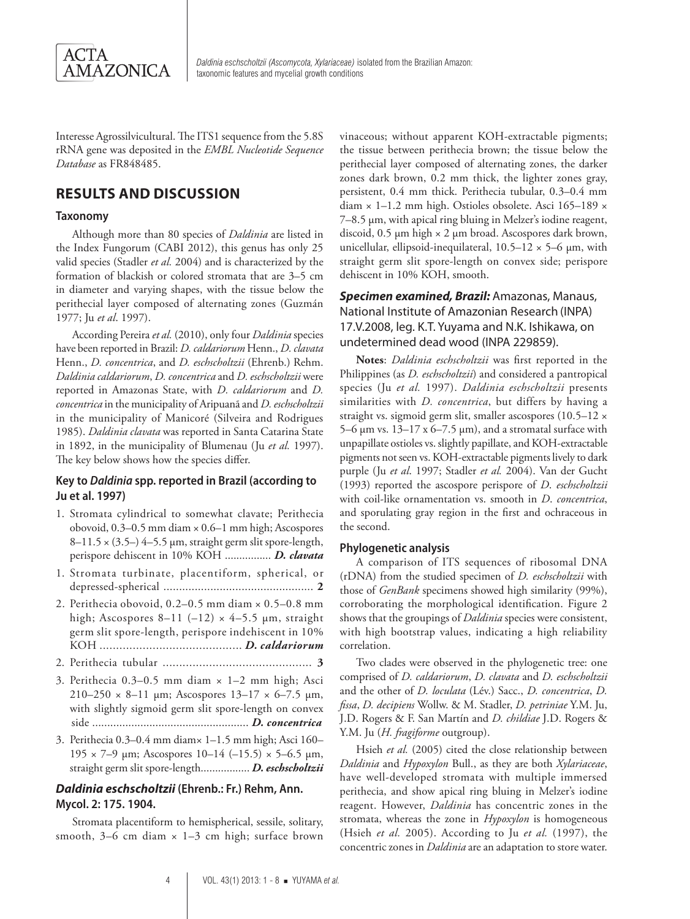Interesse Agrossilvicultural. The ITS1 sequence from the 5.8S rRNA gene was deposited in the *EMBL Nucleotide Sequence Database* as FR848485.

## RESULTS AND DISCUSSION

### Taxonomy

Although more than 80 species of *Daldinia* are listed in the Index Fungorum (CABI 2012), this genus has only 25 valid species (Stadler *et al.* 2004) and is characterized by the formation of blackish or colored stromata that are 3–5 cm in diameter and varying shapes, with the tissue below the perithecial layer composed of alternating zones (Guzmán 1977; Ju *et al*. 1997).

According Pereira *et al.* (2010), only four *Daldinia* species have been reported in Brazil: *D. caldariorum* Henn., *D. clavata* Henn., *D. concentrica*, and *D. eschscholtzii* (Ehrenb.) Rehm. *Daldinia caldariorum*, *D. concentrica* and *D. eschscholtzii* were reported in Amazonas State, with *D. caldariorum* and *D. concentrica* in the municipality of Aripuanã and *D. eschscholtzii* in the municipality of Manicoré (Silveira and Rodrigues 1985). *Daldinia clavata* was reported in Santa Catarina State in 1892, in the municipality of Blumenau (Ju *et al.* 1997). The key below shows how the species differ.

### Key to *Daldinia* spp. reported in Brazil (according to Ju et al. 1997)

1. Stromata cylindrical to somewhat clavate; Perithecia obovoid, 0.3–0.5 mm diam × 0.6–1 mm high; Ascospores 8–11.5 × (3.5–) 4–5.5 µm, straight germ slit spore-length, perispore dehiscent in 10% KOH ................ ***D. clavata***
1. Stromata turbinate, placentiform, spherical, or depressed-spherical ................................................ **2**
2. Perithecia obovoid, 0.2–0.5 mm diam × 0.5–0.8 mm high; Ascospores 8–11 (–12) × 4–5.5 µm, straight germ slit spore-length, perispore indehiscent in 10% KOH ........................................... ***D. caldariorum***
2. Perithecia tubular ............................................. **3**
3. Perithecia 0.3–0.5 mm diam × 1–2 mm high; Asci 210–250 × 8–11 µm; Ascospores 13–17 × 6–7.5 µm, with slightly sigmoid germ slit spore-length on convex side .................................................... ***D. concentrica***
3. Perithecia 0.3–0.4 mm diam× 1–1.5 mm high; Asci 160–195 × 7–9 µm; Ascospores 10–14 (–15.5) × 5–6.5 µm, straight germ slit spore-length................ ***D. eschscholtzii***

### *Daldinia eschscholtzii* (Ehrenb.: Fr.) Rehm, Ann. Mycol. 2: 175. 1904.

Stromata placentiform to hemispherical, sessile, solitary, smooth, 3–6 cm diam × 1–3 cm high; surface brown vinaceous; without apparent KOH-extractable pigments; the tissue between perithecia brown; the tissue below the perithecial layer composed of alternating zones, the darker zones dark brown, 0.2 mm thick, the lighter zones gray, persistent, 0.4 mm thick. Perithecia tubular, 0.3–0.4 mm diam × 1–1.2 mm high. Ostioles obsolete. Asci 165–189 × 7–8.5 µm, with apical ring bluing in Melzer's iodine reagent, discoid, 0.5 µm high × 2 µm broad. Ascospores dark brown, unicellular, ellipsoid-inequilateral, 10.5–12 × 5–6 µm, with straight germ slit spore-length on convex side; perispore dehiscent in 10% KOH, smooth.

### *Specimen examined, Brazil:* Amazonas, Manaus, National Institute of Amazonian Research (INPA) 17.V.2008, leg. K.T. Yuyama and N.K. Ishikawa, on undetermined dead wood (INPA 229859).

**Notes**: *Daldinia eschscholtzii* was first reported in the Philippines (as *D. eschscholtzii*) and considered a pantropical species (Ju *et al.* 1997). *Daldinia eschscholtzii* presents similarities with *D. concentrica*, but differs by having a straight vs. sigmoid germ slit, smaller ascospores (10.5–12 × 5–6 µm vs. 13–17 x 6–7.5 µm), and a stromatal surface with unpapillate ostioles vs. slightly papillate, and KOH-extractable pigments not seen vs. KOH-extractable pigments lively to dark purple (Ju *et al*. 1997; Stadler *et al.* 2004). Van der Gucht (1993) reported the ascospore perispore of *D. eschscholtzii* with coil-like ornamentation vs. smooth in *D. concentrica*, and sporulating gray region in the first and ochraceous in the second.

### Phylogenetic analysis

A comparison of ITS sequences of ribosomal DNA (rDNA) from the studied specimen of *D. eschscholtzii* with those of *GenBank* specimens showed high similarity (99%), corroborating the morphological identification. Figure 2 shows that the groupings of *Daldinia* species were consistent, with high bootstrap values, indicating a high reliability correlation.

Two clades were observed in the phylogenetic tree: one comprised of *D. caldariorum*, *D. clavata* and *D. eschscholtzii* and the other of *D. loculata* (Lév.) Sacc., *D. concentrica*, *D. fissa*, *D. decipiens* Wollw. & M. Stadler, *D. petriniae* Y.M. Ju, J.D. Rogers & F. San Martín and *D. childiae* J.D. Rogers & Y.M. Ju (*H. fragiforme* outgroup).

Hsieh *et al.* (2005) cited the close relationship between *Daldinia* and *Hypoxylon* Bull., as they are both *Xylariaceae*, have well-developed stromata with multiple immersed perithecia, and show apical ring bluing in Melzer's iodine reagent. However, *Daldinia* has concentric zones in the stromata, whereas the zone in *Hypoxylon* is homogeneous (Hsieh *et al.* 2005). According to Ju *et al.* (1997), the concentric zones in *Daldinia* are an adaptation to store water.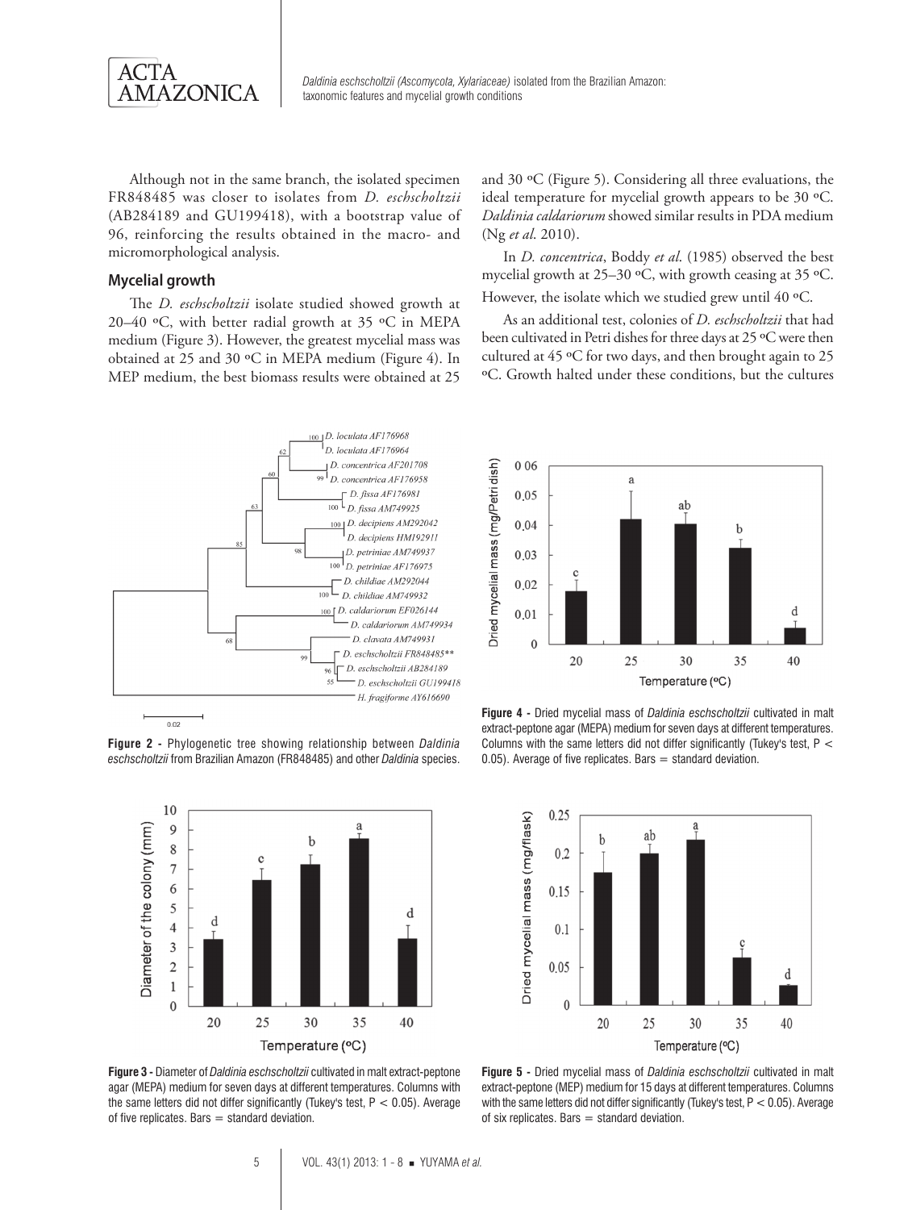Although not in the same branch, the isolated specimen FR848485 was closer to isolates from *D. eschscholtzii* (AB284189 and GU199418), with a bootstrap value of 96, reinforcing the results obtained in the macro- and micromorphological analysis.

### Mycelial growth

The *D. eschscholtzii* isolate studied showed growth at 20–40 ºC, with better radial growth at 35 ºC in MEPA medium (Figure 3). However, the greatest mycelial mass was obtained at 25 and 30 ºC in MEPA medium (Figure 4). In MEP medium, the best biomass results were obtained at 25 and 30 ºC (Figure 5). Considering all three evaluations, the ideal temperature for mycelial growth appears to be 30 ºC. *Daldinia caldariorum* showed similar results in PDA medium (Ng *et al*. 2010).

In *D. concentrica*, Boddy *et al*. (1985) observed the best mycelial growth at 25–30 ºC, with growth ceasing at 35 ºC. However, the isolate which we studied grew until 40 ºC.

As an additional test, colonies of *D. eschscholtzii* that had been cultivated in Petri dishes for three days at 25 ºC were then cultured at 45 ºC for two days, and then brought again to 25 ºC. Growth halted under these conditions, but the cultures

**Figure 2 -** Phylogenetic tree showing relationship between *Daldinia eschscholtzii* from Brazilian Amazon (FR848485) and other *Daldinia* species.

**Figure 3 -** Diameter of *Daldinia eschscholtzii* cultivated in malt extract-peptone agar (MEPA) medium for seven days at different temperatures. Columns with the same letters did not differ significantly (Tukey's test, P < 0.05). Average of five replicates. Bars = standard deviation.

**Figure 4 -** Dried mycelial mass of *Daldinia eschscholtzii* cultivated in malt extract-peptone agar (MEPA) medium for seven days at different temperatures. Columns with the same letters did not differ significantly (Tukey's test, P < 0.05). Average of five replicates. Bars = standard deviation.

**Figure 5 -** Dried mycelial mass of *Daldinia eschscholtzii* cultivated in malt extract-peptone (MEP) medium for 15 days at different temperatures. Columns with the same letters did not differ significantly (Tukey's test, P < 0.05). Average of six replicates. Bars = standard deviation.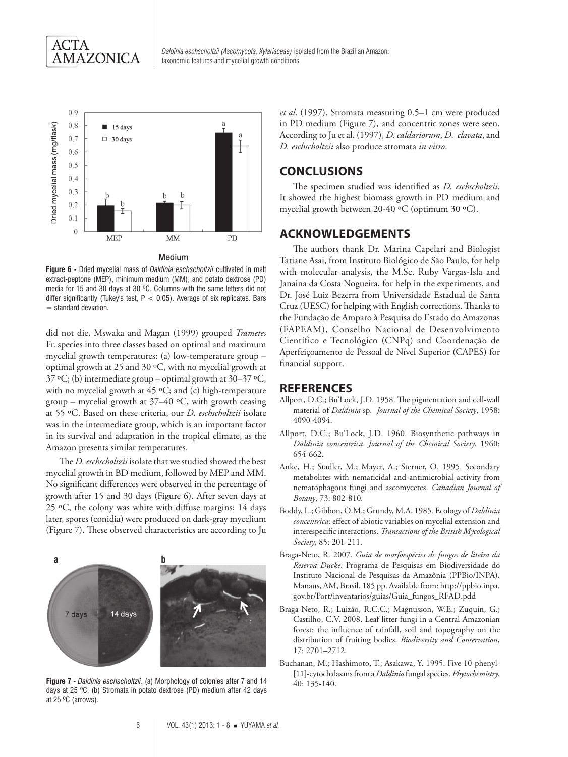Figure 6 - Dried mycelial mass of *Daldinia eschscholtzii* cultivated in malt extract-peptone (MEP), minimum medium (MM), and potato dextrose (PD) media for 15 and 30 days at 30 ºC. Columns with the same letters did not differ significantly (Tukey's test, $P < 0.05$). Average of six replicates. Bars = standard deviation.

did not die. Mswaka and Magan (1999) grouped *Trametes* Fr. species into three classes based on optimal and maximum mycelial growth temperatures: (a) low-temperature group – optimal growth at 25 and 30 ºC, with no mycelial growth at 37 ºC; (b) intermediate group – optimal growth at 30–37 ºC, with no mycelial growth at 45 ºC; and (c) high-temperature group – mycelial growth at 37–40 ºC, with growth ceasing at 55 ºC. Based on these criteria, our *D. eschscholtzii* isolate was in the intermediate group, which is an important factor in its survival and adaptation in the tropical climate, as the Amazon presents similar temperatures.

The *D. eschscholtzii* isolate that we studied showed the best mycelial growth in BD medium, followed by MEP and MM. No significant differences were observed in the percentage of growth after 15 and 30 days (Figure 6). After seven days at 25 ºC, the colony was white with diffuse margins; 14 days later, spores (conidia) were produced on dark-gray mycelium (Figure 7). These observed characteristics are according to Ju *et al.* (1997). Stromata measuring 0.5–1 cm were produced in PD medium (Figure 7), and concentric zones were seen. According to Ju et al. (1997), *D. caldariorum*, *D. clavata*, and *D. eschscholtzii* also produce stromata *in vitro*.

Figure 7 - *Daldinia eschscholtzii*. (a) Morphology of colonies after 7 and 14 days at 25 ºC. (b) Stromata in potato dextrose (PD) medium after 42 days at 25 ºC (arrows).

## CONCLUSIONS

The specimen studied was identified as *D. eschscholtzii*. It showed the highest biomass growth in PD medium and mycelial growth between 20-40 ºC (optimum 30 ºC).

## ACKNOWLEDGEMENTS

The authors thank Dr. Marina Capelari and Biologist Tatiane Asai, from Instituto Biológico de São Paulo, for help with molecular analysis, the M.Sc. Ruby Vargas-Isla and Janaina da Costa Nogueira, for help in the experiments, and Dr. José Luiz Bezerra from Universidade Estadual de Santa Cruz (UESC) for helping with English corrections. Thanks to the Fundação de Amparo à Pesquisa do Estado do Amazonas (FAPEAM), Conselho Nacional de Desenvolvimento Científico e Tecnológico (CNPq) and Coordenação de Aperfeiçoamento de Pessoal de Nível Superior (CAPES) for financial support.

## REFERENCES

Allport, D.C.; Bu'Lock, J.D. 1958. The pigmentation and cell-wall material of *Daldinia* sp. *Journal of the Chemical Society*, 1958: 4090-4094.

Allport, D.C.; Bu'Lock, J.D. 1960. Biosynthetic pathways in *Daldinia concentrica*. *Journal of the Chemical Society*, 1960: 654-662.

Anke, H.; Stadler, M.; Mayer, A.; Sterner, O. 1995. Secondary metabolites with nematicidal and antimicrobial activity from nematophagous fungi and ascomycetes. *Canadian Journal of Botany*, 73: 802-810.

Boddy, L.; Gibbon, O.M.; Grundy, M.A. 1985. Ecology of *Daldinia concentrica*: effect of abiotic variables on mycelial extension and interespecific interactions. *Transactions of the British Mycological Society*, 85: 201-211.

Braga-Neto, R. 2007. *Guia de morfoespécies de fungos de liteira da Reserva Ducke*. Programa de Pesquisas em Biodiversidade do Instituto Nacional de Pesquisas da Amazônia (PPBio/INPA). Manaus, AM, Brasil. 185 pp. Available from: http://ppbio.inpa.gov.br/Port/inventarios/guias/Guia_fungos_RFAD.pdd

Braga-Neto, R.; Luizão, R.C.C.; Magnusson, W.E.; Zuquin, G.; Castilho, C.V. 2008. Leaf litter fungi in a Central Amazonian forest: the influence of rainfall, soil and topography on the distribution of fruiting bodies. *Biodiversity and Conservation*, 17: 2701–2712.

Buchanan, M.; Hashimoto, T.; Asakawa, Y. 1995. Five 10-phenyl-[11]-cytochalasans from a *Daldinia* fungal species. *Phytochemistry*, 40: 135-140.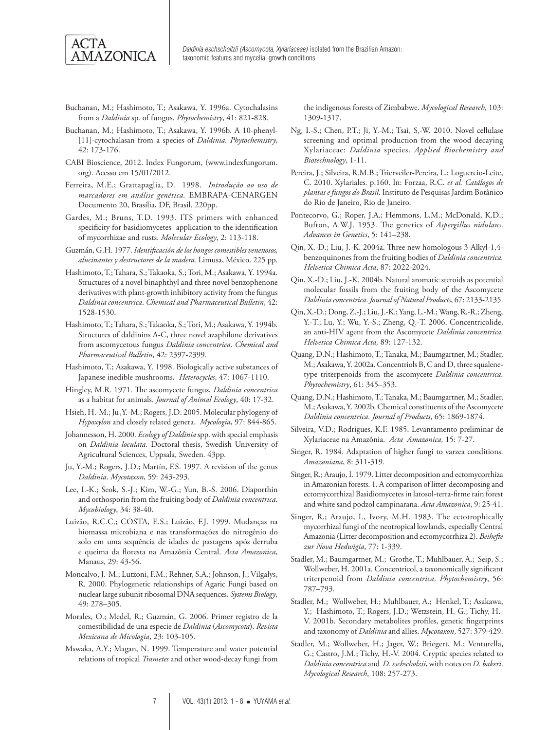Buchanan, M.; Hashimoto, T.; Asakawa, Y. 1996a. Cytochalasins from a *Daldinia* sp. of fungus. *Phytochemistry*, 41: 821-828.

Buchanan, M.; Hashimoto, T.; Asakawa, Y. 1996b. A 10-phenyl-[11]-cytochalasan from a species of *Daldinia*. *Phytochemistry*, 42: 173-176.

CABI Bioscience, 2012. Index Fungorum, (www.indexfungorum.org). Acesso em 15/01/2012.

Ferreira, M.E.; Grattapaglia, D. 1998. *Introdução ao uso de marcadores em análise genética.* EMBRAPA-CENARGEN Documento 20, Brasília, DF, Brasil. 220pp.

Gardes, M.; Bruns, T.D. 1993. ITS primers with enhanced specificity for basidiomycetes- application to the identification of mycorrhizae and rusts. *Molecular Ecology*, 2: 113-118.

Guzmán, G.H. 1977. *Identificación de los hongos comestibles venenosos, alucinantes y destructores de la madera.* Limusa, México. 225 pp.

Hashimoto, T.; Tahara, S.; Takaoka, S.; Tori, M.; Asakawa, Y. 1994a. Structures of a novel binaphthyl and three novel benzophenone derivatives with plant-growth inhibitory activity from the fungus *Daldinia concentrica*. *Chemical and Pharmaceutical Bulletin*, 42: 1528-1530.

Hashimoto, T.; Tahara, S.; Takaoka, S.; Tori, M.; Asakawa, Y. 1994b. Structures of daldinins A-C, three novel azaphilone derivatives from ascomycetous fungus *Daldinia concentrica*. *Chemical and Pharmaceutical Bulletin*, 42: 2397-2399.

Hashimoto, T.; Asakawa, Y. 1998. Biologically active substances of Japanese inedible mushrooms. *Heterocycles*, 47: 1067-1110.

Hingley, M.R. 1971. The ascomycete fungus, *Daldinia concentrica* as a habitat for animals. *Journal of Animal Ecology*, 40: 17-32.

Hsieh, H.-M.; Ju ,Y.-M.; Rogers, J.D. 2005. Molecular phylogeny of *Hypoxylon* and closely related genera. *Mycologia*, 97: 844-865.

Johannesson, H. 2000. *Ecology of Daldinia* spp. with special emphasis on *Daldinia loculata.* Doctoral thesis, Swedish University of Agricultural Sciences, Uppsala, Sweden. 43pp.

Ju, Y.-M.; Rogers, J.D.; Martín, F.S. 1997. A revision of the genus *Daldinia*. *Mycotaxon*, 59: 243-293.

Lee, I.-K.; Seok, S.-J.; Kim, W.-G.; Yun, B.-S. 2006. Diaporthin and orthosporin from the fruiting body of *Daldinia concentrica*. *Mycobiology*, 34: 38-40.

Luizão, R.C.C.; COSTA, E.S.; Luizão, F.J. 1999. Mudanças na biomassa microbiana e nas transformações do nitrogênio do solo em uma sequência de idades de pastagens após derruba e queima da floresta na Amazônia Central. *Acta Amazonica*, Manaus, 29: 43-56.

Moncalvo, J.-M.; Lutzoni, F.M.; Rehner, S.A.; Johnson, J.; Vilgalys, R. 2000. Phylogenetic relationships of Agaric Fungi based on nuclear large subunit ribosomal DNA sequences. *Systems Biology*, 49: 278–305.

Morales, O.; Medel, R.; Guzmán, G. 2006. Primer registro de la comestibilidad de una especie de *Daldinia* (*Ascomycota*). *Revista Mexicana de Micologia*, 23: 103-105.

Mswaka, A.Y.; Magan, N. 1999. Temperature and water potential relations of tropical *Trametes* and other wood-decay fungi from the indigenous forests of Zimbabwe. *Mycological Research*, 103: 1309-1317.

Ng, I.-S.; Chen, P.T.; Ji, Y.-M.; Tsai, S,-W. 2010. Novel cellulase screening and optimal production from the wood decaying Xylariaceae: *Daldinia* species. *Applied Biochemistry and Biotechnology*, 1-11.

Pereira, J.; Silveira, R.M.B.; Trierveiler-Pereira, L.; Loguercio-Leite, C. 2010. Xylariales. p.160. In: Forzaa, R.C. *et al. Catálogos de plantas e fungos do Brasil*. Instituto de Pesquisas Jardim Botânico do Rio de Janeiro, Rio de Janeiro.

Pontecorvo, G.; Roper, J.A.; Hemmons, L.M.; McDonald, K.D.; Bufton, A.W.J. 1953. The genetics of *Aspergillus nidulans*. *Advances in Genetics*, 5: 141–238.

Qin, X.-D.; Liu, J.-K. 2004a. Three new homologous 3-Alkyl-1,4-benzoquinones from the fruiting bodies of *Daldinia concentrica. Helvetica Chimica Acta*, 87: 2022-2024.

Qin, X.-D.; Liu, J.-K. 2004b. Natural aromatic steroids as potential molecular fossils from the fruiting body of the Ascomycete *Daldinia concentrica*. *Journal of Natural Products*, 67: 2133-2135.

Qin, X.-D.; Dong, Z.-J.; Liu, J.-K.; Yang, L.-M.; Wang, R.-R.; Zheng, Y.-T.; Lu, Y.; Wu, Y.-S.; Zheng, Q.-T. 2006. Concentricolide, an anti-HIV agent from the Ascomycete *Daldinia concentrica. Helvetica Chimica Acta,* 89: 127-132.

Quang, D.N.; Hashimoto, T.; Tanaka, M.; Baumgartner, M.; Stadler, M.; Asakawa, Y. 2002a. Concentriols B, C and D, three squalene-type triterpenoids from the ascomycete *Daldinia concentrica*. *Phytochemistry*, 61: 345–353.

Quang, D.N.; Hashimoto, T.; Tanaka, M.; Baumgartner, M.; Stadler, M.; Asakawa, Y. 2002b. Chemical constituents of the Ascomycete *Daldinia concentrica*. *Journal of Products*, 65: 1869-1874.

Silveira, V.D.; Rodrigues, K.F. 1985. Levantamento preliminar de Xylariaceae na Amazônia. *Acta Amazonica,* 15: 7-27.

Singer, R. 1984. Adaptation of higher fungi to varzea conditions. *Amazoniana*, 8: 311-319.

Singer, R.; Araujo, I. 1979. Litter decomposition and ectomycorrhiza in Amazonian forests. 1. A comparison of litter-decomposing and ectomycorrhizal Basidiomycetes in latosol-terra-firme rain forest and white sand podzol campinarana. *Acta Amazonica*, 9: 25-41.

Singer, R.; Araujo, I., Ivory, M.H. 1983. The ectotrophically mycorrhizal fungi of the neotropical lowlands, especially Central Amazonia (Litter decomposition and ectomycorrhiza 2). *Beihefte zur Nova Hedwigia*, 77: 1-339.

Stadler, M.; Baumgartner, M.; Grothe, T.; Muhlbauer, A.; Seip, S.; Wollweber, H. 2001a. Concentricol, a taxonomically significant triterpenoid from *Daldinia concentrica*. *Phytochemistry*, 56: 787–793.

Stadler, M.; Wollweber, H.; Muhlbauer, A.; Henkel, T.; Asakawa, Y.; Hashimoto, T.; Rogers, J.D.; Wetzstein, H.-G.; Tichy, H.-V. 2001b. Secondary metabolites profiles, genetic fingerprints and taxonomy of *Daldinia* and allies. *Mycotaxon*, 527: 379-429.

Stadler, M.; Wollweber, H.; Jager, W.; Briegert, M.; Venturella, G.; Castro, J.M.; Tichy, H.-V. 2004. Cryptic species related to *Daldinia concentrica* and *D. eschscholzii*, with notes on *D. bakeri*. *Mycological Research*, 108: 257-273.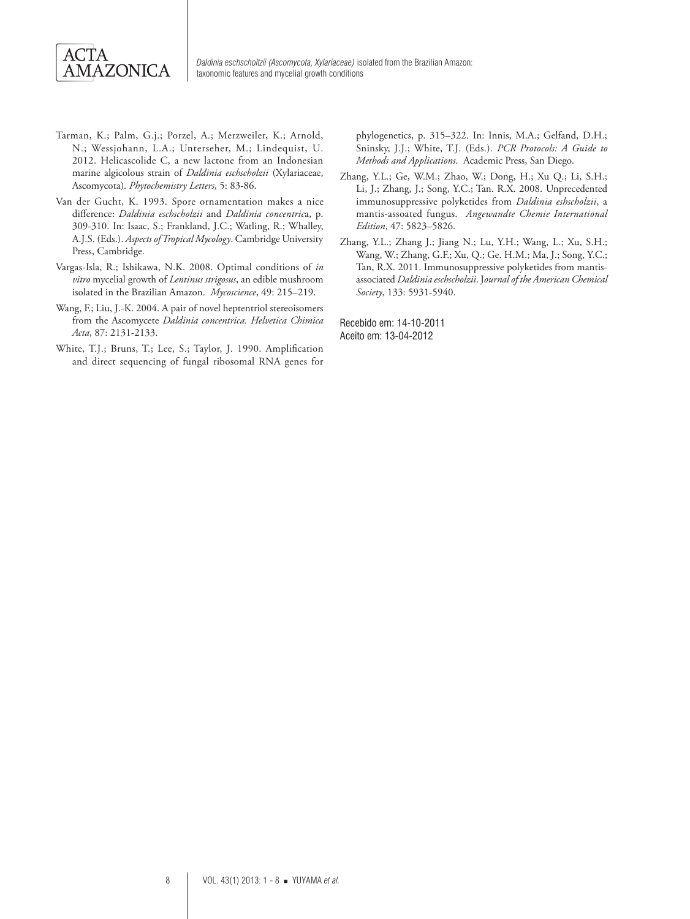Tarman, K.; Palm, G.j.; Porzel, A.; Merzweiler, K.; Arnold, N.; Wessjohann, L.A.; Unterseher, M.; Lindequist, U. 2012. Helicascolide C, a new lactone from an Indonesian marine algicolous strain of *Daldinia eschscholzii* (Xylariaceae, Ascomycota). *Phytochemistry Letters*, 5: 83-86.

Van der Gucht, K. 1993. Spore ornamentation makes a nice difference: *Daldinia eschscholzii* and *Daldinia concentric*a, p. 309-310. In: Isaac, S.; Frankland, J.C.; Watling, R.; Whalley, A.J.S. (Eds.). *Aspects of Tropical Mycology*. Cambridge University Press, Cambridge.

Vargas-Isla, R.; Ishikawa, N.K. 2008. Optimal conditions of *in vitro* mycelial growth of *Lentinus strigosus*, an edible mushroom isolated in the Brazilian Amazon. *Mycoscience*, 49: 215–219.

Wang, F.; Liu, J.-K. 2004. A pair of novel heptentriol stereoisomers from the Ascomycete *Daldinia concentrica. Helvetica Chimica Acta*, 87: 2131-2133.

White, T.J.; Bruns, T.; Lee, S.; Taylor, J. 1990. Amplification and direct sequencing of fungal ribosomal RNA genes for phylogenetics, p. 315–322. In: Innis, M.A.; Gelfand, D.H.; Sninsky, J.J.; White, T.J. (Eds.). *PCR Protocols: A Guide to Methods and Applications*. Academic Press, San Diego.

Zhang, Y.L.; Ge, W.M.; Zhao, W.; Dong, H.; Xu Q.; Li, S.H.; Li, J.; Zhang, J.; Song, Y.C.; Tan. R.X. 2008. Unprecedented immunosuppressive polyketides from *Daldinia eshscholzii*, a mantis-assoated fungus. *Angewandte Chemie International Edition*, 47: 5823–5826.

Zhang, Y.L.; Zhang J.; Jiang N.; Lu, Y.H.; Wang, L.; Xu, S.H.; Wang, W.; Zhang, G.F.; Xu, Q.; Ge. H.M.; Ma, J.; Song, Y.C.; Tan, R.X. 2011. Immunosuppressive polyketides from mantis-associated *Daldinia eschscholzii*. J*ournal of the American Chemical Society*, 133: 5931-5940.

Recebido em: 14-10-2011
Aceito em: 13-04-2012